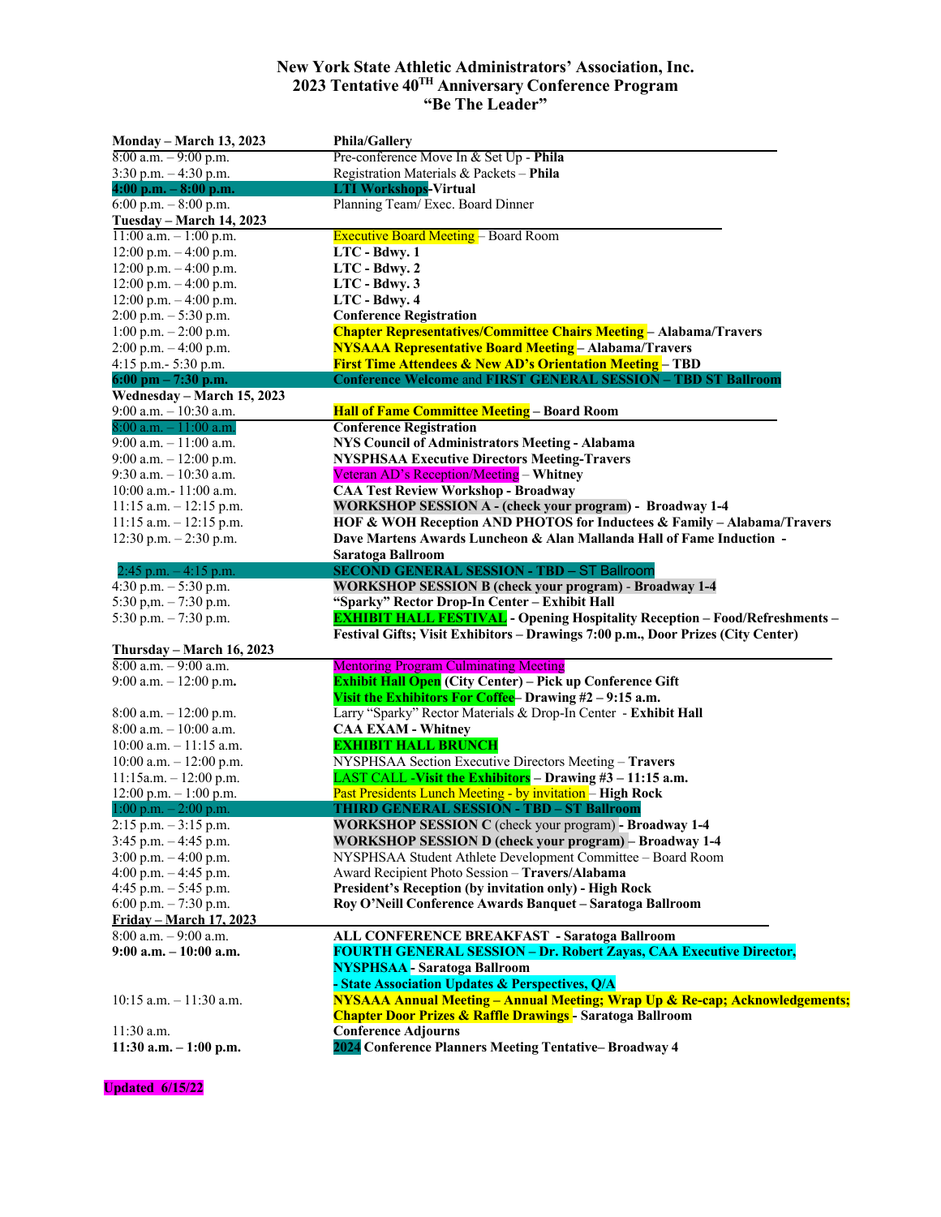# New York State Athletic Administrators' Association, Inc.
## 2023 Tentative 40TH Anniversary Conference Program
### "Be The Leader"

| **Monday – March 13, 2023** | **Phila/Gallery** |
|---|---|
| 8:00 a.m. – 9:00 p.m. | Pre-conference Move In & Set Up - **Phila** |
| 3:30 p.m. – 4:30 p.m. | Registration Materials & Packets – **Phila** |
| **4:00 p.m. – 8:00 p.m.** | **LTI Workshops-Virtual** |
| 6:00 p.m. – 8:00 p.m. | Planning Team/ Exec. Board Dinner |
| **Tuesday – March 14, 2023** | |
| 11:00 a.m. – 1:00 p.m. | Executive Board Meeting – Board Room |
| 12:00 p.m. – 4:00 p.m. | **LTC - Bdwy. 1** |
| 12:00 p.m. – 4:00 p.m. | **LTC - Bdwy. 2** |
| 12:00 p.m. – 4:00 p.m. | **LTC - Bdwy. 3** |
| 12:00 p.m. – 4:00 p.m. | **LTC - Bdwy. 4** |
| 2:00 p.m. – 5:30 p.m. | **Conference Registration** |
| 1:00 p.m. – 2:00 p.m. | **Chapter Representatives/Committee Chairs Meeting – Alabama/Travers** |
| 2:00 p.m. – 4:00 p.m. | **NYSAAA Representative Board Meeting – Alabama/Travers** |
| 4:15 p.m.- 5:30 p.m. | **First Time Attendees & New AD's Orientation Meeting – TBD** |
| **6:00 pm – 7:30 p.m.** | **Conference Welcome and FIRST GENERAL SESSION – TBD ST Ballroom** |
| **Wednesday – March 15, 2023** | |
| 9:00 a.m. – 10:30 a.m. | **Hall of Fame Committee Meeting – Board Room** |
| 8:00 a.m. – 11:00 a.m. | **Conference Registration** |
| 9:00 a.m. – 11:00 a.m. | **NYS Council of Administrators Meeting - Alabama** |
| 9:00 a.m. – 12:00 p.m. | **NYSPHSAA Executive Directors Meeting-Travers** |
| 9:30 a.m. – 10:30 a.m. | Veteran AD's Reception/Meeting – **Whitney** |
| 10:00 a.m.- 11:00 a.m. | **CAA Test Review Workshop - Broadway** |
| 11:15 a.m. – 12:15 p.m. | **WORKSHOP SESSION A - (check your program) - Broadway 1-4** |
| 11:15 a.m. – 12:15 p.m. | **HOF & WOH Reception AND PHOTOS for Inductees & Family – Alabama/Travers** |
| 12:30 p.m. – 2:30 p.m. | **Dave Martens Awards Luncheon & Alan Mallanda Hall of Fame Induction - Saratoga Ballroom** |
| 2:45 p.m. – 4:15 p.m. | **SECOND GENERAL SESSION - TBD –** ST Ballroom |
| 4:30 p.m. – 5:30 p.m. | **WORKSHOP SESSION B (check your program) - Broadway 1-4** |
| 5:30 p,m. – 7:30 p.m. | **"Sparky" Rector Drop-In Center – Exhibit Hall** |
| 5:30 p.m. – 7:30 p.m. | **EXHIBIT HALL FESTIVAL - Opening Hospitality Reception – Food/Refreshments – Festival Gifts; Visit Exhibitors – Drawings 7:00 p.m., Door Prizes (City Center)** |
| **Thursday – March 16, 2023** | |
| 8:00 a.m. – 9:00 a.m. | Mentoring Program Culminating Meeting |
| 9:00 a.m. – 12:00 p.m. | **Exhibit Hall Open (City Center) – Pick up Conference Gift**<br>**Visit the Exhibitors For Coffee– Drawing #2 – 9:15 a.m.** |
| 8:00 a.m. – 12:00 p.m. | Larry "Sparky" Rector Materials & Drop-In Center - **Exhibit Hall** |
| 8:00 a.m. – 10:00 a.m. | **CAA EXAM - Whitney** |
| 10:00 a.m. – 11:15 a.m. | **EXHIBIT HALL BRUNCH** |
| 10:00 a.m. – 12:00 p.m. | NYSPHSAA Section Executive Directors Meeting – **Travers** |
| 11:15a.m. – 12:00 p.m. | LAST CALL -**Visit the Exhibitors – Drawing #3 – 11:15 a.m.** |
| 12:00 p.m. – 1:00 p.m. | Past Presidents Lunch Meeting - by invitation – **High Rock** |
| 1:00 p.m. – 2:00 p.m. | **THIRD GENERAL SESSION - TBD - ST Ballroom** |
| 2:15 p.m. – 3:15 p.m. | **WORKSHOP SESSION C** (check your program) **- Broadway 1-4** |
| 3:45 p.m. – 4:45 p.m. | **WORKSHOP SESSION D (check your program) – Broadway 1-4** |
| 3:00 p.m. – 4:00 p.m. | NYSPHSAA Student Athlete Development Committee – Board Room |
| 4:00 p.m. – 4:45 p.m. | Award Recipient Photo Session – **Travers/Alabama** |
| 4:45 p.m. – 5:45 p.m. | **President's Reception (by invitation only) - High Rock** |
| 6:00 p.m. – 7:30 p.m. | **Roy O'Neill Conference Awards Banquet – Saratoga Ballroom** |
| **Friday – March 17, 2023** | |
| 8:00 a.m. – 9:00 a.m. | **ALL CONFERENCE BREAKFAST - Saratoga Ballroom** |
| **9:00 a.m. – 10:00 a.m.** | **FOURTH GENERAL SESSION – Dr. Robert Zayas, CAA Executive Director, NYSPHSAA - Saratoga Ballroom**<br>**- State Association Updates & Perspectives, Q/A** |
| 10:15 a.m. – 11:30 a.m. | **NYSAAA Annual Meeting – Annual Meeting; Wrap Up & Re-cap; Acknowledgements; Chapter Door Prizes & Raffle Drawings - Saratoga Ballroom** |
| 11:30 a.m. | **Conference Adjourns** |
| **11:30 a.m. – 1:00 p.m.** | **2024 Conference Planners Meeting Tentative– Broadway 4** |

**Updated 6/15/22**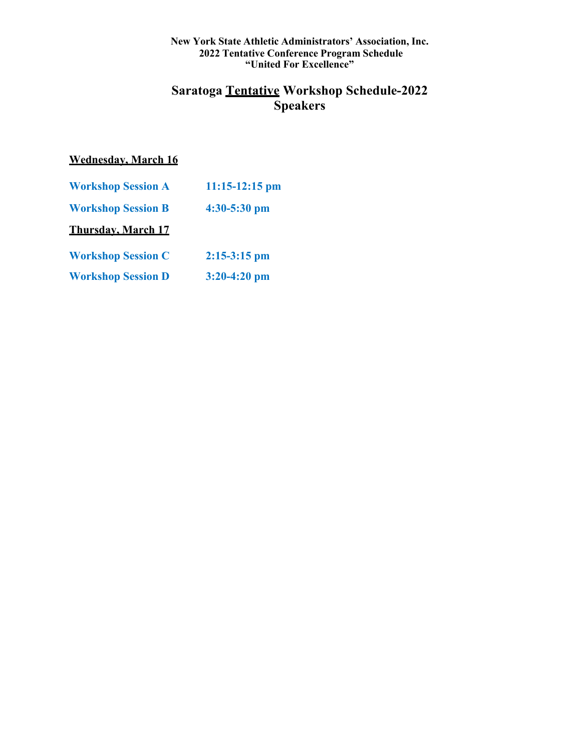**New York State Athletic Administrators' Association, Inc.**
**2022 Tentative Conference Program Schedule**
**"United For Excellence"**

# Saratoga Tentative Workshop Schedule-2022
# Speakers

**Wednesday, March 16**

**Workshop Session A** 11:15-12:15 pm

**Workshop Session B** 4:30-5:30 pm

**Thursday, March 17**

**Workshop Session C** 2:15-3:15 pm

**Workshop Session D** 3:20-4:20 pm